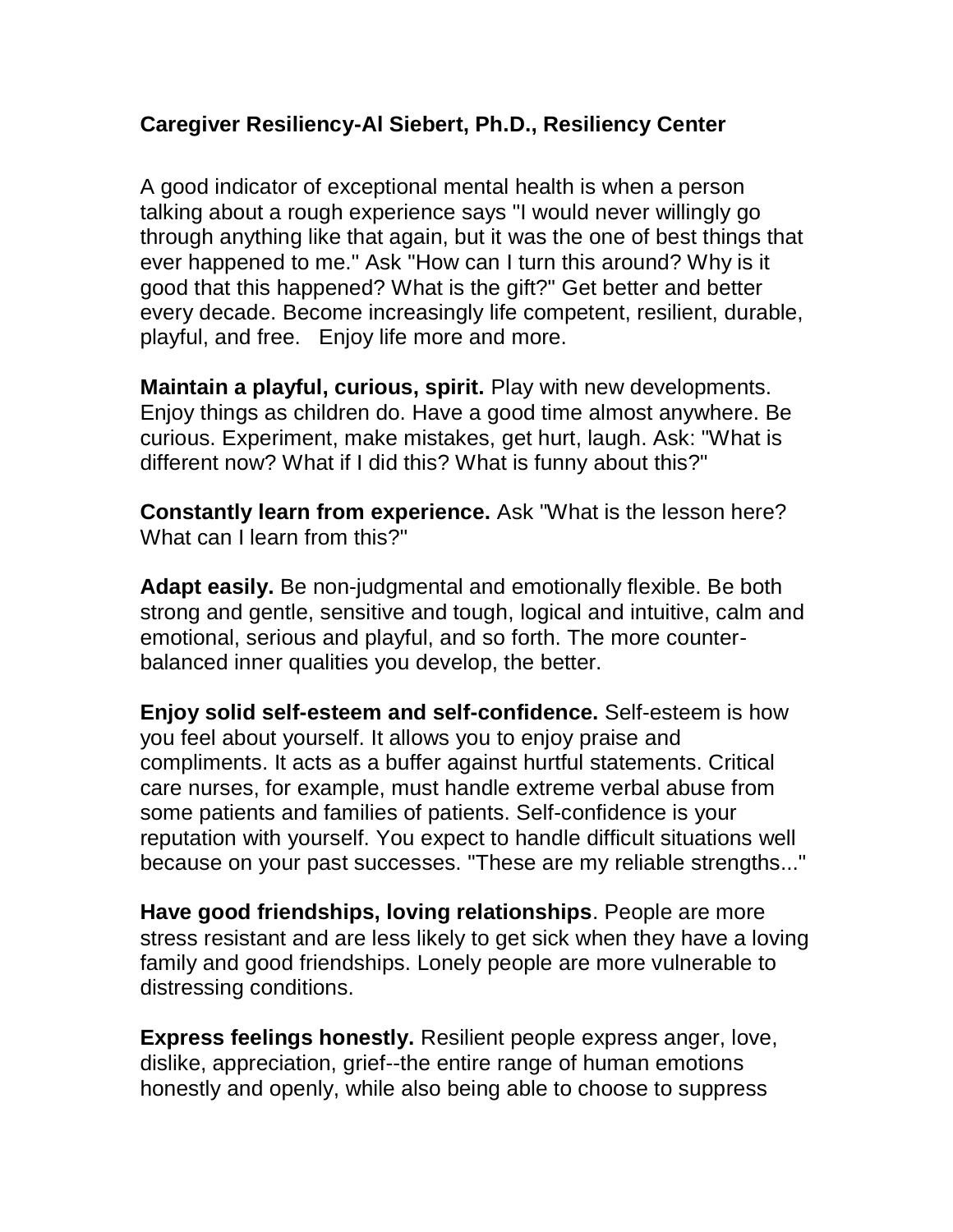# Caregiver Resiliency-Al Siebert, Ph.D., Resiliency Center

A good indicator of exceptional mental health is when a person talking about a rough experience says "I would never willingly go through anything like that again, but it was the one of best things that ever happened to me." Ask "How can I turn this around? Why is it good that this happened? What is the gift?" Get better and better every decade. Become increasingly life competent, resilient, durable, playful, and free. Enjoy life more and more.

**Maintain a playful, curious, spirit.** Play with new developments. Enjoy things as children do. Have a good time almost anywhere. Be curious. Experiment, make mistakes, get hurt, laugh. Ask: "What is different now? What if I did this? What is funny about this?"

**Constantly learn from experience.** Ask "What is the lesson here? What can I learn from this?"

**Adapt easily.** Be non-judgmental and emotionally flexible. Be both strong and gentle, sensitive and tough, logical and intuitive, calm and emotional, serious and playful, and so forth. The more counter-balanced inner qualities you develop, the better.

**Enjoy solid self-esteem and self-confidence.** Self-esteem is how you feel about yourself. It allows you to enjoy praise and compliments. It acts as a buffer against hurtful statements. Critical care nurses, for example, must handle extreme verbal abuse from some patients and families of patients. Self-confidence is your reputation with yourself. You expect to handle difficult situations well because on your past successes. "These are my reliable strengths..."

**Have good friendships, loving relationships**. People are more stress resistant and are less likely to get sick when they have a loving family and good friendships. Lonely people are more vulnerable to distressing conditions.

**Express feelings honestly.** Resilient people express anger, love, dislike, appreciation, grief--the entire range of human emotions honestly and openly, while also being able to choose to suppress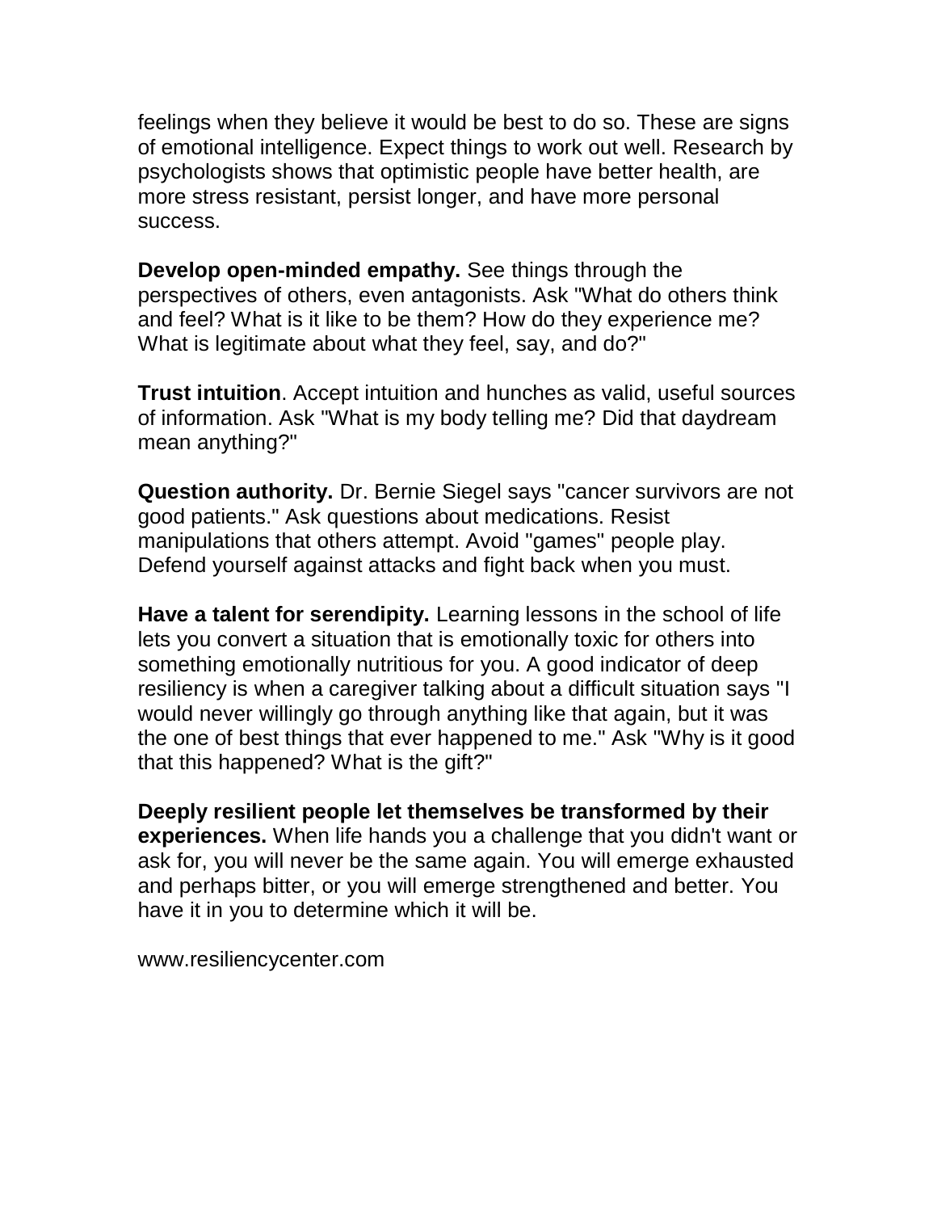feelings when they believe it would be best to do so. These are signs of emotional intelligence. Expect things to work out well. Research by psychologists shows that optimistic people have better health, are more stress resistant, persist longer, and have more personal success.

**Develop open-minded empathy.** See things through the perspectives of others, even antagonists. Ask "What do others think and feel? What is it like to be them? How do they experience me? What is legitimate about what they feel, say, and do?"

**Trust intuition**. Accept intuition and hunches as valid, useful sources of information. Ask "What is my body telling me? Did that daydream mean anything?"

**Question authority.** Dr. Bernie Siegel says "cancer survivors are not good patients." Ask questions about medications. Resist manipulations that others attempt. Avoid "games" people play. Defend yourself against attacks and fight back when you must.

**Have a talent for serendipity.** Learning lessons in the school of life lets you convert a situation that is emotionally toxic for others into something emotionally nutritious for you. A good indicator of deep resiliency is when a caregiver talking about a difficult situation says "I would never willingly go through anything like that again, but it was the one of best things that ever happened to me." Ask "Why is it good that this happened? What is the gift?"

**Deeply resilient people let themselves be transformed by their experiences.** When life hands you a challenge that you didn't want or ask for, you will never be the same again. You will emerge exhausted and perhaps bitter, or you will emerge strengthened and better. You have it in you to determine which it will be.

www.resiliencycenter.com